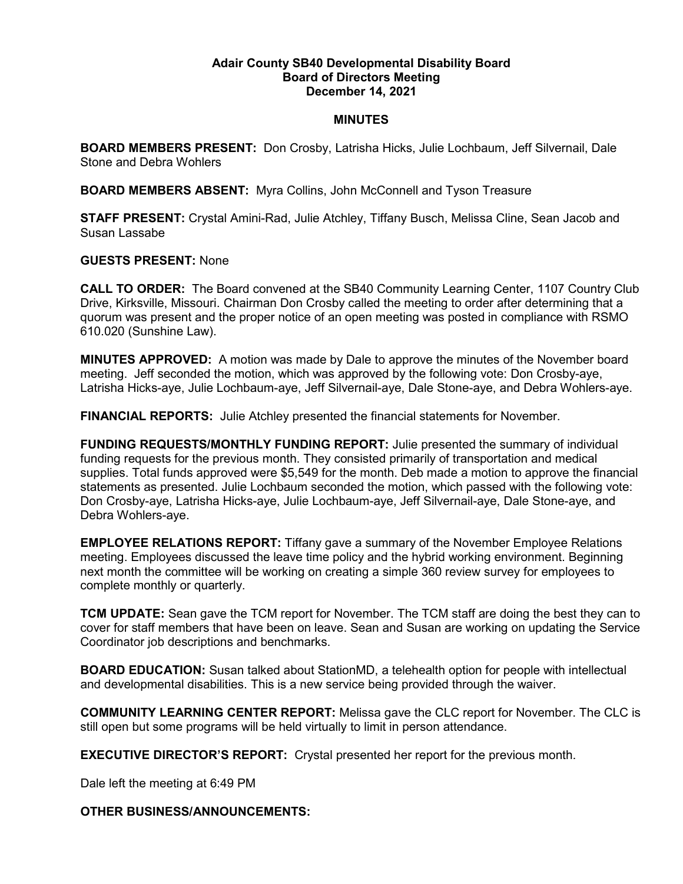**Adair County SB40 Developmental Disability Board**
**Board of Directors Meeting**
**December 14, 2021**

# MINUTES

**BOARD MEMBERS PRESENT:** Don Crosby, Latrisha Hicks, Julie Lochbaum, Jeff Silvernail, Dale Stone and Debra Wohlers

**BOARD MEMBERS ABSENT:** Myra Collins, John McConnell and Tyson Treasure

**STAFF PRESENT:** Crystal Amini-Rad, Julie Atchley, Tiffany Busch, Melissa Cline, Sean Jacob and Susan Lassabe

**GUESTS PRESENT:** None

**CALL TO ORDER:** The Board convened at the SB40 Community Learning Center, 1107 Country Club Drive, Kirksville, Missouri. Chairman Don Crosby called the meeting to order after determining that a quorum was present and the proper notice of an open meeting was posted in compliance with RSMO 610.020 (Sunshine Law).

**MINUTES APPROVED:** A motion was made by Dale to approve the minutes of the November board meeting. Jeff seconded the motion, which was approved by the following vote: Don Crosby-aye, Latrisha Hicks-aye, Julie Lochbaum-aye, Jeff Silvernail-aye, Dale Stone-aye, and Debra Wohlers-aye.

**FINANCIAL REPORTS:** Julie Atchley presented the financial statements for November.

**FUNDING REQUESTS/MONTHLY FUNDING REPORT:** Julie presented the summary of individual funding requests for the previous month. They consisted primarily of transportation and medical supplies. Total funds approved were $5,549 for the month. Deb made a motion to approve the financial statements as presented. Julie Lochbaum seconded the motion, which passed with the following vote: Don Crosby-aye, Latrisha Hicks-aye, Julie Lochbaum-aye, Jeff Silvernail-aye, Dale Stone-aye, and Debra Wohlers-aye.

**EMPLOYEE RELATIONS REPORT:** Tiffany gave a summary of the November Employee Relations meeting. Employees discussed the leave time policy and the hybrid working environment. Beginning next month the committee will be working on creating a simple 360 review survey for employees to complete monthly or quarterly.

**TCM UPDATE:** Sean gave the TCM report for November. The TCM staff are doing the best they can to cover for staff members that have been on leave. Sean and Susan are working on updating the Service Coordinator job descriptions and benchmarks.

**BOARD EDUCATION:** Susan talked about StationMD, a telehealth option for people with intellectual and developmental disabilities. This is a new service being provided through the waiver.

**COMMUNITY LEARNING CENTER REPORT:** Melissa gave the CLC report for November. The CLC is still open but some programs will be held virtually to limit in person attendance.

**EXECUTIVE DIRECTOR'S REPORT:** Crystal presented her report for the previous month.

Dale left the meeting at 6:49 PM

**OTHER BUSINESS/ANNOUNCEMENTS:**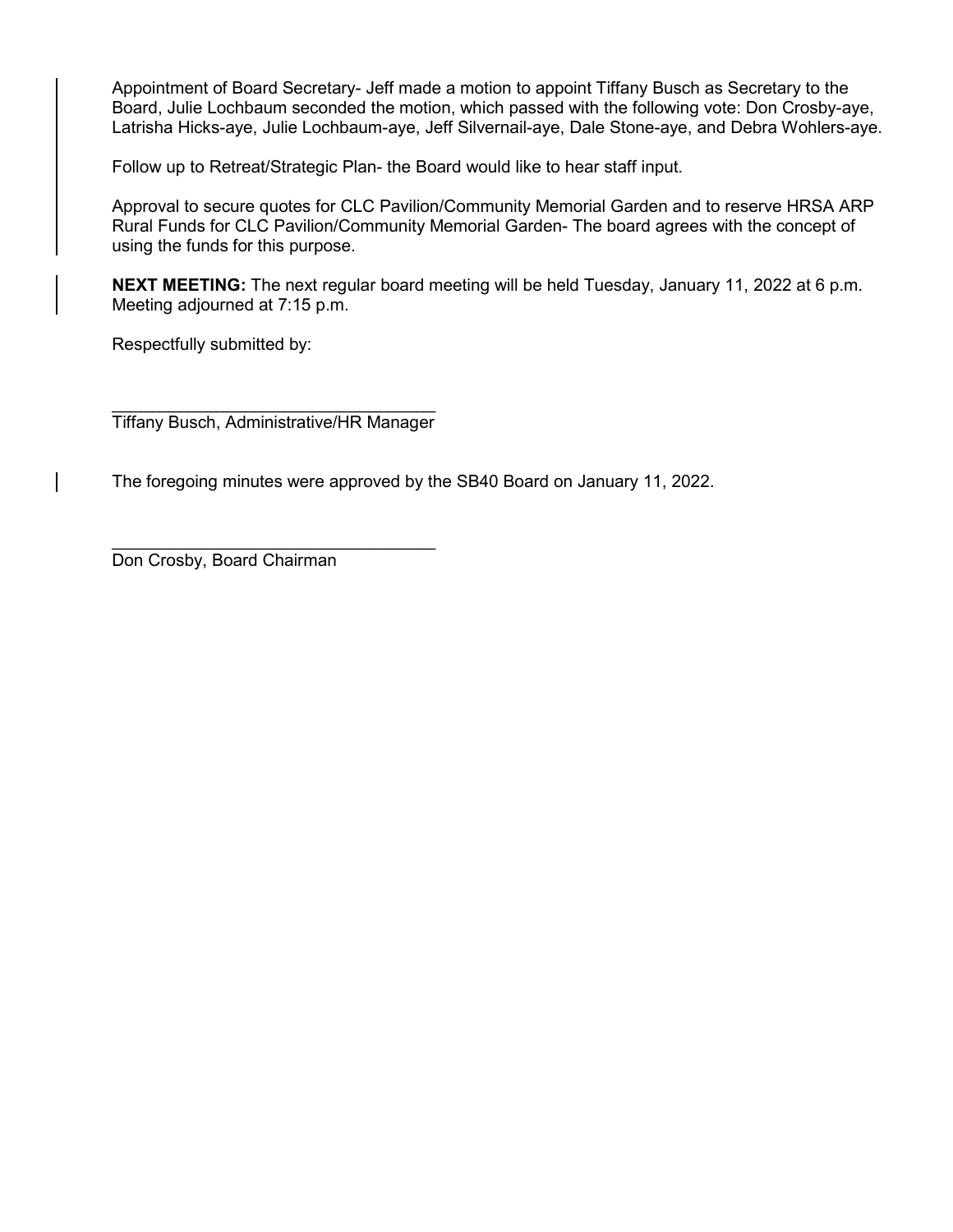Appointment of Board Secretary- Jeff made a motion to appoint Tiffany Busch as Secretary to the Board, Julie Lochbaum seconded the motion, which passed with the following vote: Don Crosby-aye, Latrisha Hicks-aye, Julie Lochbaum-aye, Jeff Silvernail-aye, Dale Stone-aye, and Debra Wohlers-aye.

Follow up to Retreat/Strategic Plan- the Board would like to hear staff input.

Approval to secure quotes for CLC Pavilion/Community Memorial Garden and to reserve HRSA ARP Rural Funds for CLC Pavilion/Community Memorial Garden- The board agrees with the concept of using the funds for this purpose.

**NEXT MEETING:** The next regular board meeting will be held Tuesday, January 11, 2022 at 6 p.m. Meeting adjourned at 7:15 p.m.

Respectfully submitted by:

___________________________________
Tiffany Busch, Administrative/HR Manager

The foregoing minutes were approved by the SB40 Board on January 11, 2022.

___________________________________
Don Crosby, Board Chairman